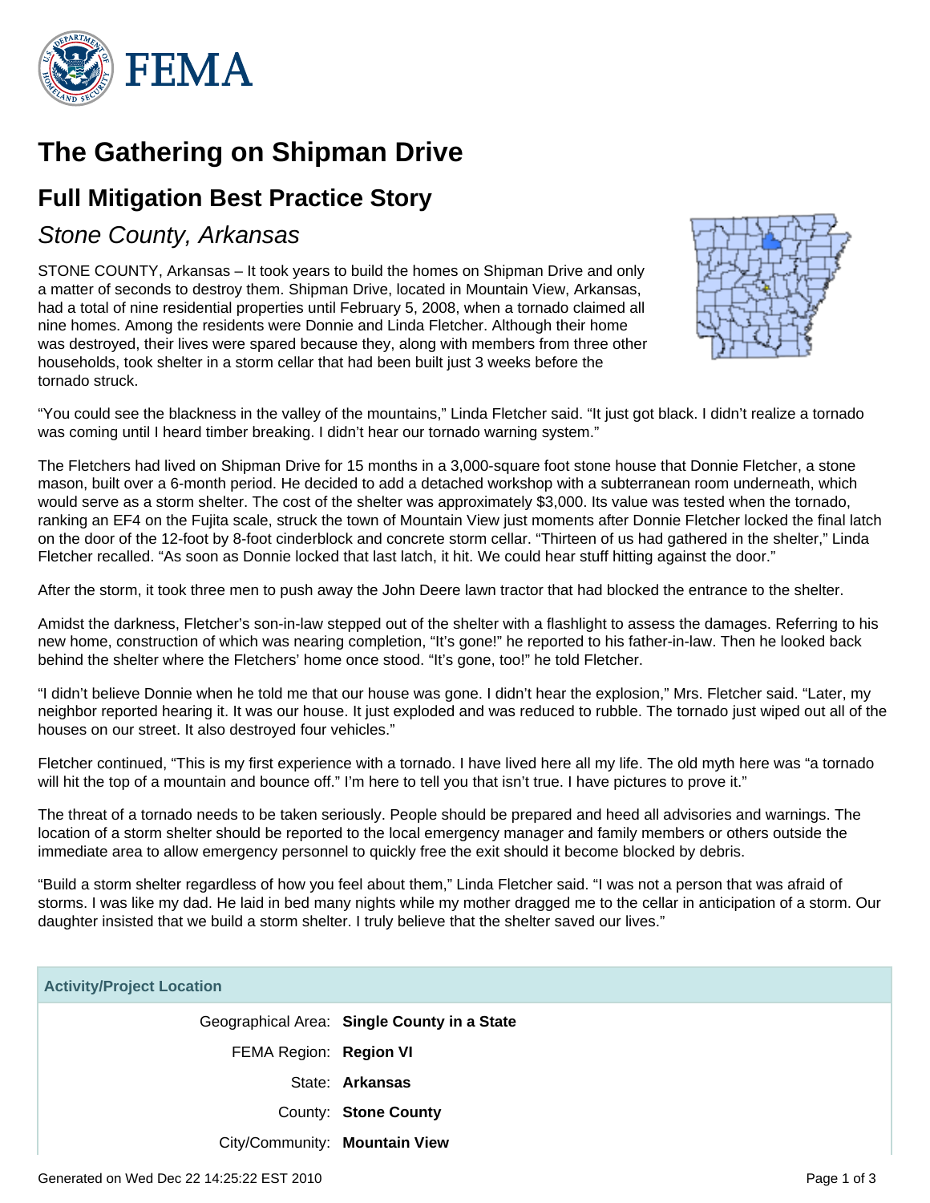# The Gathering on Shipman Drive

## Full Mitigation Best Practice Story

### *Stone County, Arkansas*

STONE COUNTY, Arkansas – It took years to build the homes on Shipman Drive and only a matter of seconds to destroy them. Shipman Drive, located in Mountain View, Arkansas, had a total of nine residential properties until February 5, 2008, when a tornado claimed all nine homes. Among the residents were Donnie and Linda Fletcher. Although their home was destroyed, their lives were spared because they, along with members from three other households, took shelter in a storm cellar that had been built just 3 weeks before the tornado struck.

"You could see the blackness in the valley of the mountains," Linda Fletcher said. "It just got black. I didn't realize a tornado was coming until I heard timber breaking. I didn't hear our tornado warning system."

The Fletchers had lived on Shipman Drive for 15 months in a 3,000-square foot stone house that Donnie Fletcher, a stone mason, built over a 6-month period. He decided to add a detached workshop with a subterranean room underneath, which would serve as a storm shelter. The cost of the shelter was approximately $3,000. Its value was tested when the tornado, ranking an EF4 on the Fujita scale, struck the town of Mountain View just moments after Donnie Fletcher locked the final latch on the door of the 12-foot by 8-foot cinderblock and concrete storm cellar. "Thirteen of us had gathered in the shelter," Linda Fletcher recalled. "As soon as Donnie locked that last latch, it hit. We could hear stuff hitting against the door."

After the storm, it took three men to push away the John Deere lawn tractor that had blocked the entrance to the shelter.

Amidst the darkness, Fletcher's son-in-law stepped out of the shelter with a flashlight to assess the damages. Referring to his new home, construction of which was nearing completion, "It's gone!" he reported to his father-in-law. Then he looked back behind the shelter where the Fletchers' home once stood. "It's gone, too!" he told Fletcher.

"I didn't believe Donnie when he told me that our house was gone. I didn't hear the explosion," Mrs. Fletcher said. "Later, my neighbor reported hearing it. It was our house. It just exploded and was reduced to rubble. The tornado just wiped out all of the houses on our street. It also destroyed four vehicles."

Fletcher continued, "This is my first experience with a tornado. I have lived here all my life. The old myth here was "a tornado will hit the top of a mountain and bounce off." I'm here to tell you that isn't true. I have pictures to prove it."

The threat of a tornado needs to be taken seriously. People should be prepared and heed all advisories and warnings. The location of a storm shelter should be reported to the local emergency manager and family members or others outside the immediate area to allow emergency personnel to quickly free the exit should it become blocked by debris.

"Build a storm shelter regardless of how you feel about them," Linda Fletcher said. "I was not a person that was afraid of storms. I was like my dad. He laid in bed many nights while my mother dragged me to the cellar in anticipation of a storm. Our daughter insisted that we build a storm shelter. I truly believe that the shelter saved our lives."

| Activity/Project Location | |
|---|---|
| Geographical Area: | **Single County in a State** |
| FEMA Region: | **Region VI** |
| State: | **Arkansas** |
| County: | **Stone County** |
| City/Community: | **Mountain View** |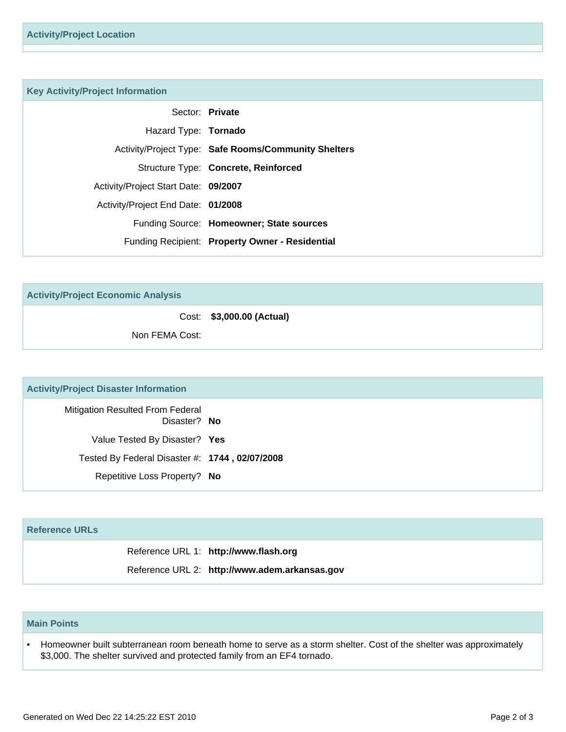## Activity/Project Location

## Key Activity/Project Information

| | |
|---|---|
| Sector: | **Private** |
| Hazard Type: | **Tornado** |
| Activity/Project Type: | **Safe Rooms/Community Shelters** |
| Structure Type: | **Concrete, Reinforced** |
| Activity/Project Start Date: | **09/2007** |
| Activity/Project End Date: | **01/2008** |
| Funding Source: | **Homeowner; State sources** |
| Funding Recipient: | **Property Owner - Residential** |

## Activity/Project Economic Analysis

| | |
|---|---|
| Cost: | **$3,000.00 (Actual)** |
| Non FEMA Cost: | |

## Activity/Project Disaster Information

| | |
|---|---|
| Mitigation Resulted From Federal Disaster? | **No** |
| Value Tested By Disaster? | **Yes** |
| Tested By Federal Disaster #: | **1744 , 02/07/2008** |
| Repetitive Loss Property? | **No** |

## Reference URLs

| | |
|---|---|
| Reference URL 1: | **http://www.flash.org** |
| Reference URL 2: | **http://www.adem.arkansas.gov** |

## Main Points

- Homeowner built subterranean room beneath home to serve as a storm shelter. Cost of the shelter was approximately $3,000. The shelter survived and protected family from an EF4 tornado.

Generated on Wed Dec 22 14:25:22 EST 2010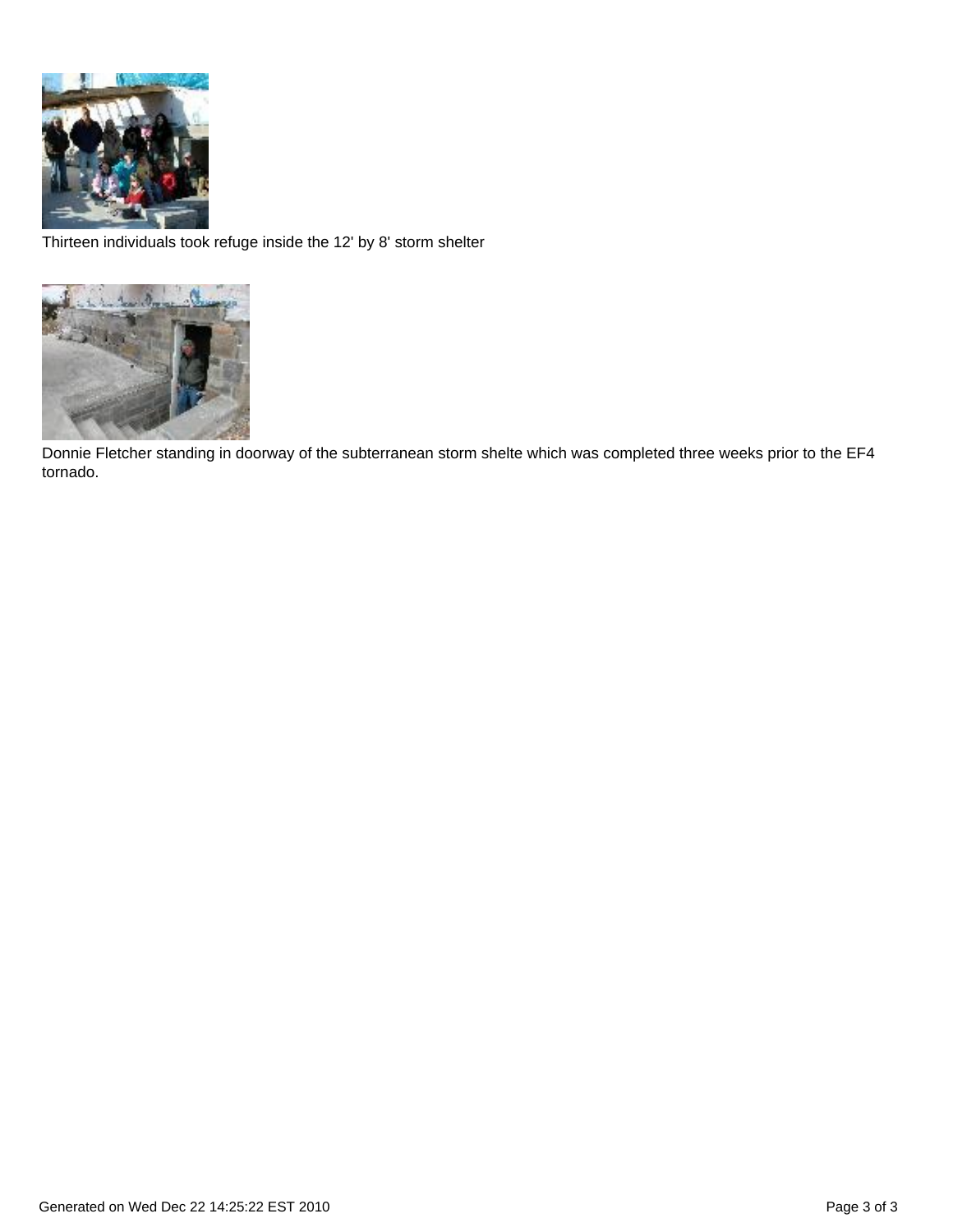Thirteen individuals took refuge inside the 12' by 8' storm shelter

Donnie Fletcher standing in doorway of the subterranean storm shelte which was completed three weeks prior to the EF4 tornado.